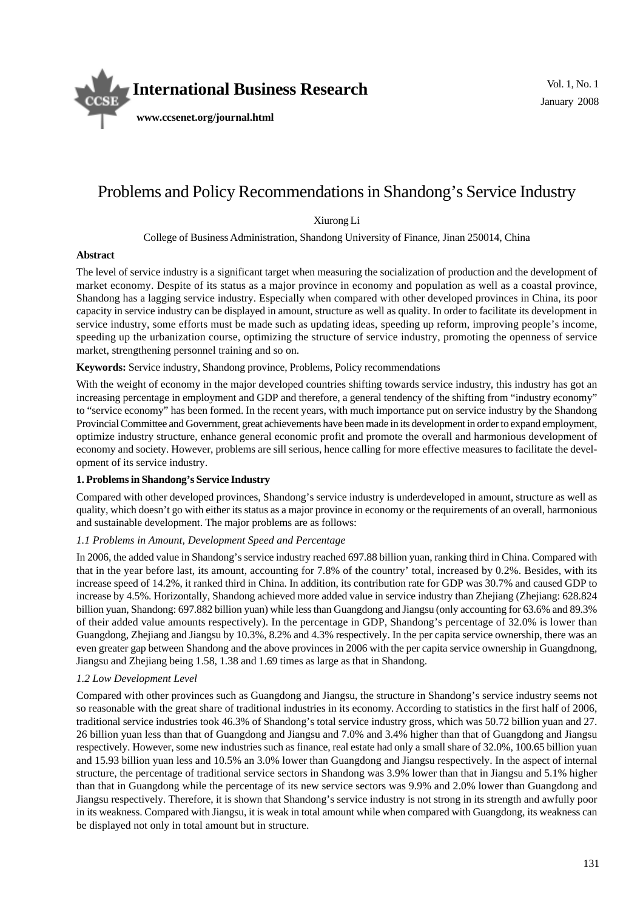# Problems and Policy Recommendations in Shandong's Service Industry

Xiurong Li

College of Business Administration, Shandong University of Finance, Jinan 250014, China

**Abstract**

The level of service industry is a significant target when measuring the socialization of production and the development of market economy. Despite of its status as a major province in economy and population as well as a coastal province, Shandong has a lagging service industry. Especially when compared with other developed provinces in China, its poor capacity in service industry can be displayed in amount, structure as well as quality. In order to facilitate its development in service industry, some efforts must be made such as updating ideas, speeding up reform, improving people's income, speeding up the urbanization course, optimizing the structure of service industry, promoting the openness of service market, strengthening personnel training and so on.

**Keywords:** Service industry, Shandong province, Problems, Policy recommendations

With the weight of economy in the major developed countries shifting towards service industry, this industry has got an increasing percentage in employment and GDP and therefore, a general tendency of the shifting from "industry economy" to "service economy" has been formed. In the recent years, with much importance put on service industry by the Shandong Provincial Committee and Government, great achievements have been made in its development in order to expand employment, optimize industry structure, enhance general economic profit and promote the overall and harmonious development of economy and society. However, problems are sill serious, hence calling for more effective measures to facilitate the development of its service industry.

## 1. Problems in Shandong's Service Industry

Compared with other developed provinces, Shandong's service industry is underdeveloped in amount, structure as well as quality, which doesn't go with either its status as a major province in economy or the requirements of an overall, harmonious and sustainable development. The major problems are as follows:

### *1.1 Problems in Amount, Development Speed and Percentage*

In 2006, the added value in Shandong's service industry reached 697.88 billion yuan, ranking third in China. Compared with that in the year before last, its amount, accounting for 7.8% of the country' total, increased by 0.2%. Besides, with its increase speed of 14.2%, it ranked third in China. In addition, its contribution rate for GDP was 30.7% and caused GDP to increase by 4.5%. Horizontally, Shandong achieved more added value in service industry than Zhejiang (Zhejiang: 628.824 billion yuan, Shandong: 697.882 billion yuan) while less than Guangdong and Jiangsu (only accounting for 63.6% and 89.3% of their added value amounts respectively). In the percentage in GDP, Shandong's percentage of 32.0% is lower than Guangdong, Zhejiang and Jiangsu by 10.3%, 8.2% and 4.3% respectively. In the per capita service ownership, there was an even greater gap between Shandong and the above provinces in 2006 with the per capita service ownership in Guangdnong, Jiangsu and Zhejiang being 1.58, 1.38 and 1.69 times as large as that in Shandong.

### *1.2 Low Development Level*

Compared with other provinces such as Guangdong and Jiangsu, the structure in Shandong's service industry seems not so reasonable with the great share of traditional industries in its economy. According to statistics in the first half of 2006, traditional service industries took 46.3% of Shandong's total service industry gross, which was 50.72 billion yuan and 27. 26 billion yuan less than that of Guangdong and Jiangsu and 7.0% and 3.4% higher than that of Guangdong and Jiangsu respectively. However, some new industries such as finance, real estate had only a small share of 32.0%, 100.65 billion yuan and 15.93 billion yuan less and 10.5% an 3.0% lower than Guangdong and Jiangsu respectively. In the aspect of internal structure, the percentage of traditional service sectors in Shandong was 3.9% lower than that in Jiangsu and 5.1% higher than that in Guangdong while the percentage of its new service sectors was 9.9% and 2.0% lower than Guangdong and Jiangsu respectively. Therefore, it is shown that Shandong's service industry is not strong in its strength and awfully poor in its weakness. Compared with Jiangsu, it is weak in total amount while when compared with Guangdong, its weakness can be displayed not only in total amount but in structure.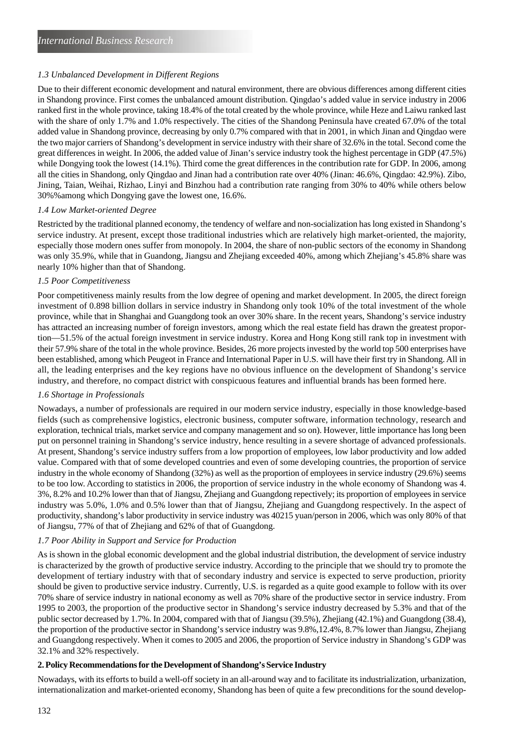### 1.3 Unbalanced Development in Different Regions

Due to their different economic development and natural environment, there are obvious differences among different cities in Shandong province. First comes the unbalanced amount distribution. Qingdao's added value in service industry in 2006 ranked first in the whole province, taking 18.4% of the total created by the whole province, while Heze and Laiwu ranked last with the share of only 1.7% and 1.0% respectively. The cities of the Shandong Peninsula have created 67.0% of the total added value in Shandong province, decreasing by only 0.7% compared with that in 2001, in which Jinan and Qingdao were the two major carriers of Shandong's development in service industry with their share of 32.6% in the total. Second come the great differences in weight. In 2006, the added value of Jinan's service industry took the highest percentage in GDP (47.5%) while Dongying took the lowest (14.1%). Third come the great differences in the contribution rate for GDP. In 2006, among all the cities in Shandong, only Qingdao and Jinan had a contribution rate over 40% (Jinan: 46.6%, Qingdao: 42.9%). Zibo, Jining, Taian, Weihai, Rizhao, Linyi and Binzhou had a contribution rate ranging from 30% to 40% while others below 30%%among which Dongying gave the lowest one, 16.6%.

### 1.4 Low Market-oriented Degree

Restricted by the traditional planned economy, the tendency of welfare and non-socialization has long existed in Shandong's service industry. At present, except those traditional industries which are relatively high market-oriented, the majority, especially those modern ones suffer from monopoly. In 2004, the share of non-public sectors of the economy in Shandong was only 35.9%, while that in Guandong, Jiangsu and Zhejiang exceeded 40%, among which Zhejiang's 45.8% share was nearly 10% higher than that of Shandong.

### 1.5 Poor Competitiveness

Poor competitiveness mainly results from the low degree of opening and market development. In 2005, the direct foreign investment of 0.898 billion dollars in service industry in Shandong only took 10% of the total investment of the whole province, while that in Shanghai and Guangdong took an over 30% share. In the recent years, Shandong's service industry has attracted an increasing number of foreign investors, among which the real estate field has drawn the greatest proportion—51.5% of the actual foreign investment in service industry. Korea and Hong Kong still rank top in investment with their 57.9% share of the total in the whole province. Besides, 26 more projects invested by the world top 500 enterprises have been established, among which Peugeot in France and International Paper in U.S. will have their first try in Shandong. All in all, the leading enterprises and the key regions have no obvious influence on the development of Shandong's service industry, and therefore, no compact district with conspicuous features and influential brands has been formed here.

### 1.6 Shortage in Professionals

Nowadays, a number of professionals are required in our modern service industry, especially in those knowledge-based fields (such as comprehensive logistics, electronic business, computer software, information technology, research and exploration, technical trials, market service and company management and so on). However, little importance has long been put on personnel training in Shandong's service industry, hence resulting in a severe shortage of advanced professionals. At present, Shandong's service industry suffers from a low proportion of employees, low labor productivity and low added value. Compared with that of some developed countries and even of some developing countries, the proportion of service industry in the whole economy of Shandong (32%) as well as the proportion of employees in service industry (29.6%) seems to be too low. According to statistics in 2006, the proportion of service industry in the whole economy of Shandong was 4. 3%, 8.2% and 10.2% lower than that of Jiangsu, Zhejiang and Guangdong repectively; its proportion of employees in service industry was 5.0%, 1.0% and 0.5% lower than that of Jiangsu, Zhejiang and Guangdong respectively. In the aspect of productivity, shandong's labor productivity in service industry was 40215 yuan/person in 2006, which was only 80% of that of Jiangsu, 77% of that of Zhejiang and 62% of that of Guangdong.

### 1.7 Poor Ability in Support and Service for Production

As is shown in the global economic development and the global industrial distribution, the development of service industry is characterized by the growth of productive service industry. According to the principle that we should try to promote the development of tertiary industry with that of secondary industry and service is expected to serve production, priority should be given to productive service industry. Currently, U.S. is regarded as a quite good example to follow with its over 70% share of service industry in national economy as well as 70% share of the productive sector in service industry. From 1995 to 2003, the proportion of the productive sector in Shandong's service industry decreased by 5.3% and that of the public sector decreased by 1.7%. In 2004, compared with that of Jiangsu (39.5%), Zhejiang (42.1%) and Guangdong (38.4), the proportion of the productive sector in Shandong's service industry was 9.8%,12.4%, 8.7% lower than Jiangsu, Zhejiang and Guangdong respectively. When it comes to 2005 and 2006, the proportion of Service industry in Shandong's GDP was 32.1% and 32% respectively.

## 2. Policy Recommendations for the Development of Shandong's Service Industry

Nowadays, with its efforts to build a well-off society in an all-around way and to facilitate its industrialization, urbanization, internationalization and market-oriented economy, Shandong has been of quite a few preconditions for the sound develop-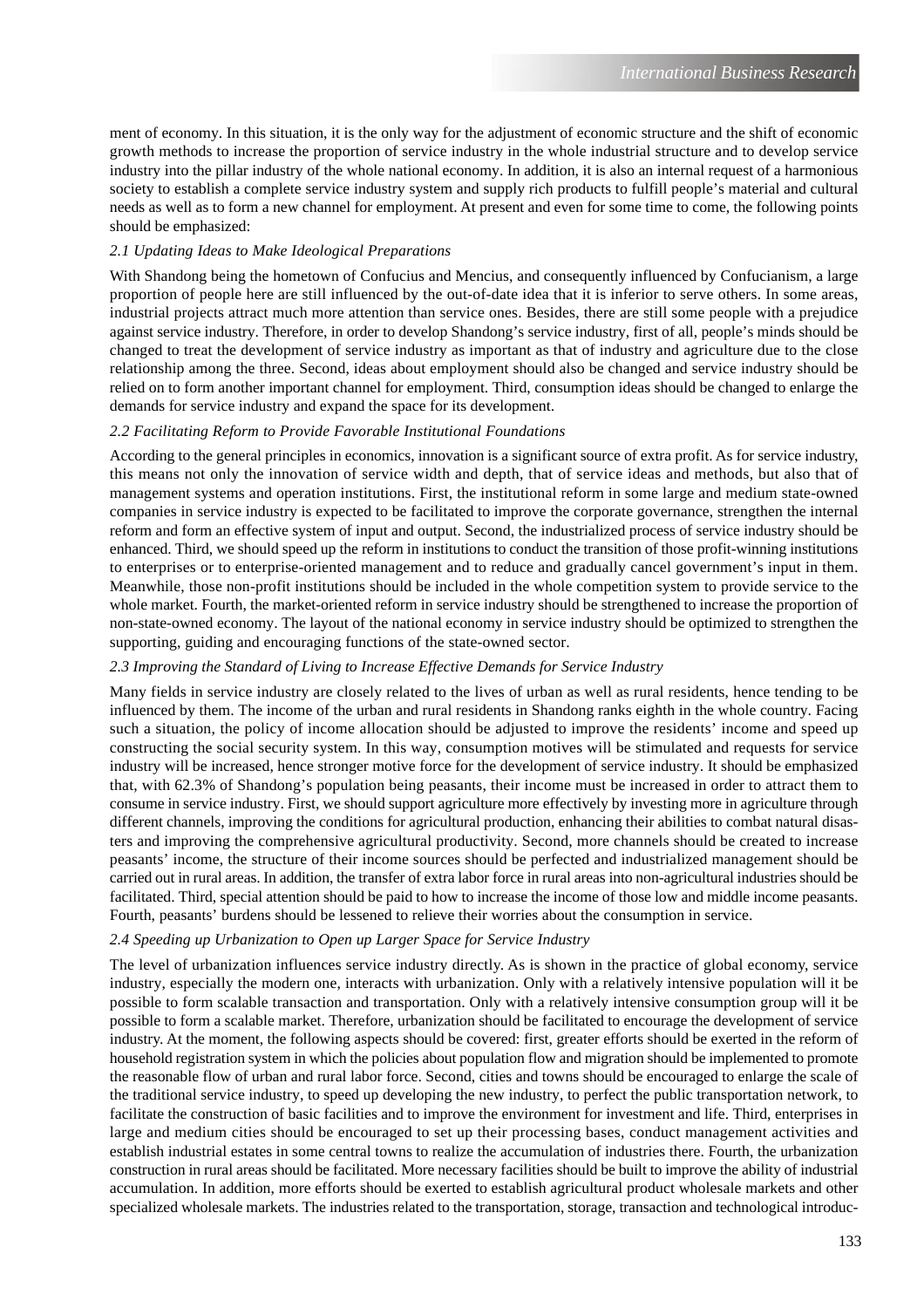ment of economy. In this situation, it is the only way for the adjustment of economic structure and the shift of economic growth methods to increase the proportion of service industry in the whole industrial structure and to develop service industry into the pillar industry of the whole national economy. In addition, it is also an internal request of a harmonious society to establish a complete service industry system and supply rich products to fulfill people's material and cultural needs as well as to form a new channel for employment. At present and even for some time to come, the following points should be emphasized:

### *2.1 Updating Ideas to Make Ideological Preparations*

With Shandong being the hometown of Confucius and Mencius, and consequently influenced by Confucianism, a large proportion of people here are still influenced by the out-of-date idea that it is inferior to serve others. In some areas, industrial projects attract much more attention than service ones. Besides, there are still some people with a prejudice against service industry. Therefore, in order to develop Shandong's service industry, first of all, people's minds should be changed to treat the development of service industry as important as that of industry and agriculture due to the close relationship among the three. Second, ideas about employment should also be changed and service industry should be relied on to form another important channel for employment. Third, consumption ideas should be changed to enlarge the demands for service industry and expand the space for its development.

### *2.2 Facilitating Reform to Provide Favorable Institutional Foundations*

According to the general principles in economics, innovation is a significant source of extra profit. As for service industry, this means not only the innovation of service width and depth, that of service ideas and methods, but also that of management systems and operation institutions. First, the institutional reform in some large and medium state-owned companies in service industry is expected to be facilitated to improve the corporate governance, strengthen the internal reform and form an effective system of input and output. Second, the industrialized process of service industry should be enhanced. Third, we should speed up the reform in institutions to conduct the transition of those profit-winning institutions to enterprises or to enterprise-oriented management and to reduce and gradually cancel government's input in them. Meanwhile, those non-profit institutions should be included in the whole competition system to provide service to the whole market. Fourth, the market-oriented reform in service industry should be strengthened to increase the proportion of non-state-owned economy. The layout of the national economy in service industry should be optimized to strengthen the supporting, guiding and encouraging functions of the state-owned sector.

### *2.3 Improving the Standard of Living to Increase Effective Demands for Service Industry*

Many fields in service industry are closely related to the lives of urban as well as rural residents, hence tending to be influenced by them. The income of the urban and rural residents in Shandong ranks eighth in the whole country. Facing such a situation, the policy of income allocation should be adjusted to improve the residents' income and speed up constructing the social security system. In this way, consumption motives will be stimulated and requests for service industry will be increased, hence stronger motive force for the development of service industry. It should be emphasized that, with 62.3% of Shandong's population being peasants, their income must be increased in order to attract them to consume in service industry. First, we should support agriculture more effectively by investing more in agriculture through different channels, improving the conditions for agricultural production, enhancing their abilities to combat natural disasters and improving the comprehensive agricultural productivity. Second, more channels should be created to increase peasants' income, the structure of their income sources should be perfected and industrialized management should be carried out in rural areas. In addition, the transfer of extra labor force in rural areas into non-agricultural industries should be facilitated. Third, special attention should be paid to how to increase the income of those low and middle income peasants. Fourth, peasants' burdens should be lessened to relieve their worries about the consumption in service.

### *2.4 Speeding up Urbanization to Open up Larger Space for Service Industry*

The level of urbanization influences service industry directly. As is shown in the practice of global economy, service industry, especially the modern one, interacts with urbanization. Only with a relatively intensive population will it be possible to form scalable transaction and transportation. Only with a relatively intensive consumption group will it be possible to form a scalable market. Therefore, urbanization should be facilitated to encourage the development of service industry. At the moment, the following aspects should be covered: first, greater efforts should be exerted in the reform of household registration system in which the policies about population flow and migration should be implemented to promote the reasonable flow of urban and rural labor force. Second, cities and towns should be encouraged to enlarge the scale of the traditional service industry, to speed up developing the new industry, to perfect the public transportation network, to facilitate the construction of basic facilities and to improve the environment for investment and life. Third, enterprises in large and medium cities should be encouraged to set up their processing bases, conduct management activities and establish industrial estates in some central towns to realize the accumulation of industries there. Fourth, the urbanization construction in rural areas should be facilitated. More necessary facilities should be built to improve the ability of industrial accumulation. In addition, more efforts should be exerted to establish agricultural product wholesale markets and other specialized wholesale markets. The industries related to the transportation, storage, transaction and technological introduc-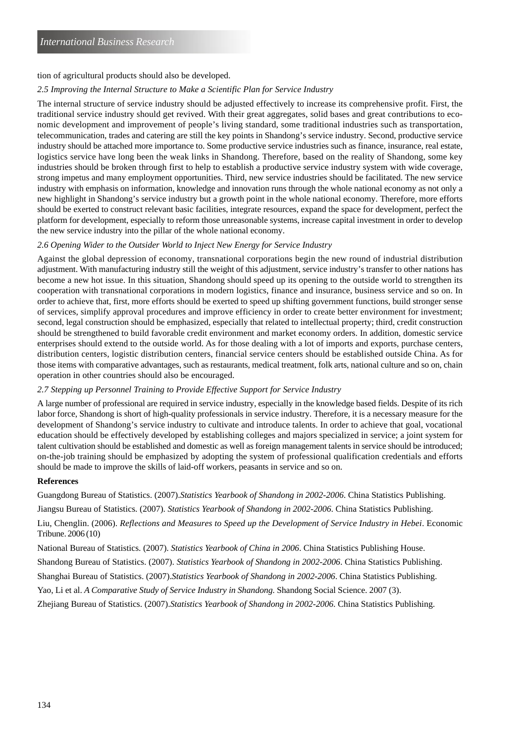tion of agricultural products should also be developed.

### *2.5 Improving the Internal Structure to Make a Scientific Plan for Service Industry*

The internal structure of service industry should be adjusted effectively to increase its comprehensive profit. First, the traditional service industry should get revived. With their great aggregates, solid bases and great contributions to economic development and improvement of people's living standard, some traditional industries such as transportation, telecommunication, trades and catering are still the key points in Shandong's service industry. Second, productive service industry should be attached more importance to. Some productive service industries such as finance, insurance, real estate, logistics service have long been the weak links in Shandong. Therefore, based on the reality of Shandong, some key industries should be broken through first to help to establish a productive service industry system with wide coverage, strong impetus and many employment opportunities. Third, new service industries should be facilitated. The new service industry with emphasis on information, knowledge and innovation runs through the whole national economy as not only a new highlight in Shandong's service industry but a growth point in the whole national economy. Therefore, more efforts should be exerted to construct relevant basic facilities, integrate resources, expand the space for development, perfect the platform for development, especially to reform those unreasonable systems, increase capital investment in order to develop the new service industry into the pillar of the whole national economy.

### *2.6 Opening Wider to the Outsider World to Inject New Energy for Service Industry*

Against the global depression of economy, transnational corporations begin the new round of industrial distribution adjustment. With manufacturing industry still the weight of this adjustment, service industry's transfer to other nations has become a new hot issue. In this situation, Shandong should speed up its opening to the outside world to strengthen its cooperation with transnational corporations in modern logistics, finance and insurance, business service and so on. In order to achieve that, first, more efforts should be exerted to speed up shifting government functions, build stronger sense of services, simplify approval procedures and improve efficiency in order to create better environment for investment; second, legal construction should be emphasized, especially that related to intellectual property; third, credit construction should be strengthened to build favorable credit environment and market economy orders. In addition, domestic service enterprises should extend to the outside world. As for those dealing with a lot of imports and exports, purchase centers, distribution centers, logistic distribution centers, financial service centers should be established outside China. As for those items with comparative advantages, such as restaurants, medical treatment, folk arts, national culture and so on, chain operation in other countries should also be encouraged.

### *2.7 Stepping up Personnel Training to Provide Effective Support for Service Industry*

A large number of professional are required in service industry, especially in the knowledge based fields. Despite of its rich labor force, Shandong is short of high-quality professionals in service industry. Therefore, it is a necessary measure for the development of Shandong's service industry to cultivate and introduce talents. In order to achieve that goal, vocational education should be effectively developed by establishing colleges and majors specialized in service; a joint system for talent cultivation should be established and domestic as well as foreign management talents in service should be introduced; on-the-job training should be emphasized by adopting the system of professional qualification credentials and efforts should be made to improve the skills of laid-off workers, peasants in service and so on.

## References

Guangdong Bureau of Statistics. (2007).*Statistics Yearbook of Shandong in 2002-2006*. China Statistics Publishing.

Jiangsu Bureau of Statistics. (2007). *Statistics Yearbook of Shandong in 2002-2006*. China Statistics Publishing.

Liu, Chenglin. (2006). *Reflections and Measures to Speed up the Development of Service Industry in Hebei*. Economic Tribune. 2006 (10)

National Bureau of Statistics. (2007). *Statistics Yearbook of China in 2006*. China Statistics Publishing House.

Shandong Bureau of Statistics. (2007). *Statistics Yearbook of Shandong in 2002-2006*. China Statistics Publishing.

Shanghai Bureau of Statistics. (2007).*Statistics Yearbook of Shandong in 2002-2006*. China Statistics Publishing.

Yao, Li et al. *A Comparative Study of Service Industry in Shandong.* Shandong Social Science. 2007 (3).

Zhejiang Bureau of Statistics. (2007).*Statistics Yearbook of Shandong in 2002-2006*. China Statistics Publishing.